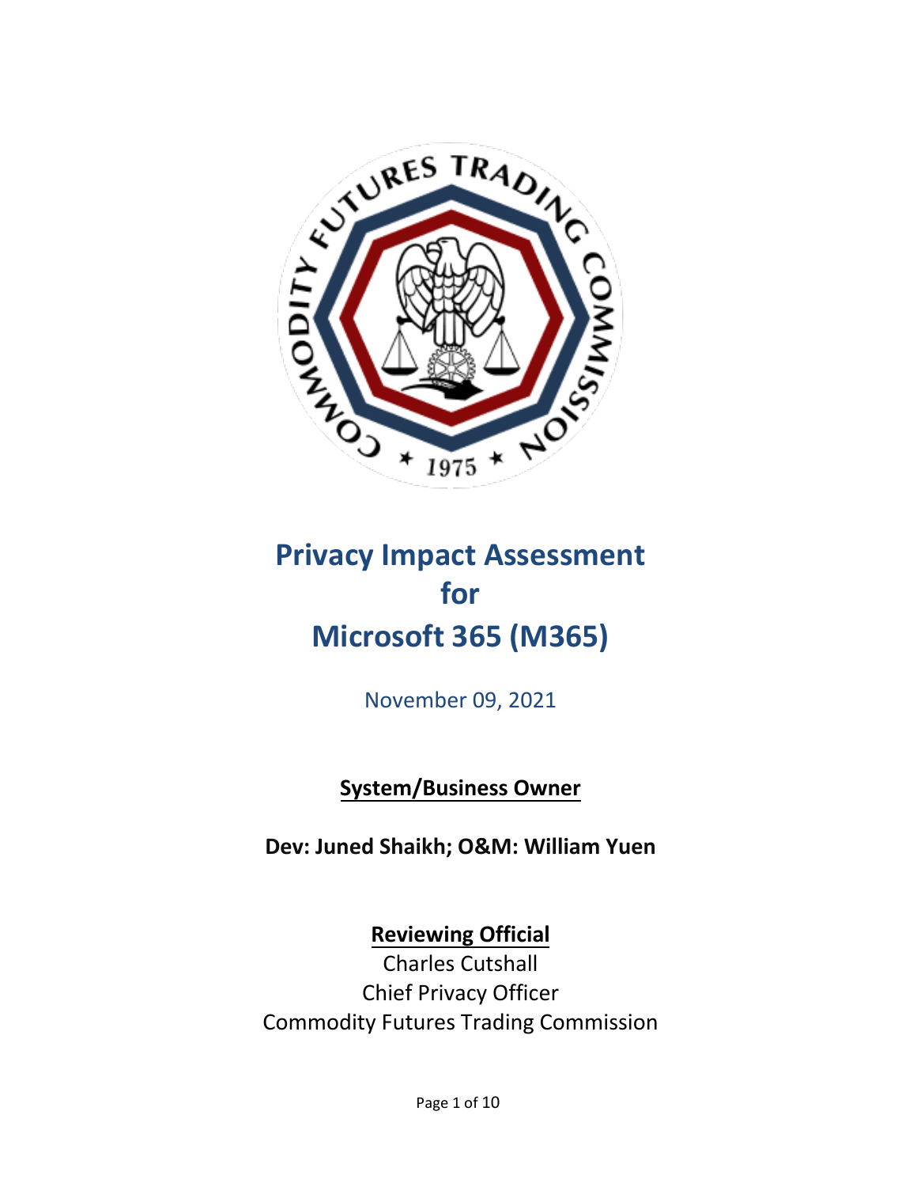# Privacy Impact Assessment for Microsoft 365 (M365)

November 09, 2021

**System/Business Owner**

**Dev: Juned Shaikh; O&M: William Yuen**

**Reviewing Official**

Charles Cutshall
Chief Privacy Officer
Commodity Futures Trading Commission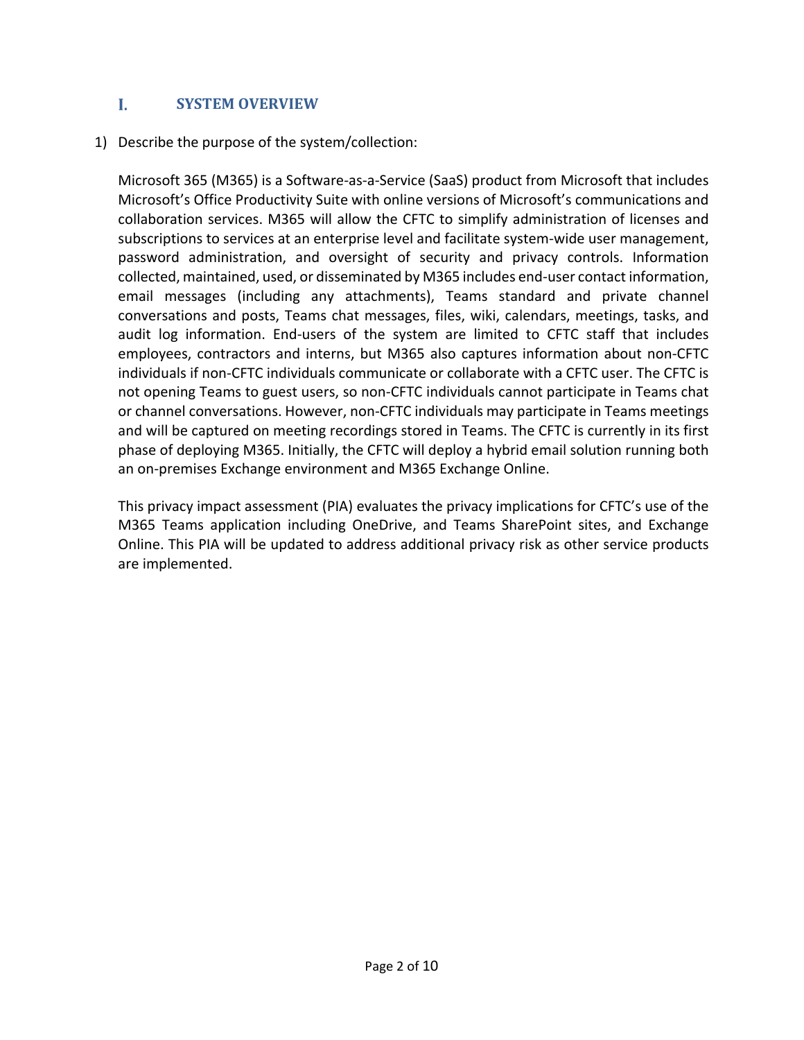## I. SYSTEM OVERVIEW

1) Describe the purpose of the system/collection:

   Microsoft 365 (M365) is a Software-as-a-Service (SaaS) product from Microsoft that includes Microsoft's Office Productivity Suite with online versions of Microsoft's communications and collaboration services. M365 will allow the CFTC to simplify administration of licenses and subscriptions to services at an enterprise level and facilitate system-wide user management, password administration, and oversight of security and privacy controls. Information collected, maintained, used, or disseminated by M365 includes end-user contact information, email messages (including any attachments), Teams standard and private channel conversations and posts, Teams chat messages, files, wiki, calendars, meetings, tasks, and audit log information. End-users of the system are limited to CFTC staff that includes employees, contractors and interns, but M365 also captures information about non-CFTC individuals if non-CFTC individuals communicate or collaborate with a CFTC user. The CFTC is not opening Teams to guest users, so non-CFTC individuals cannot participate in Teams chat or channel conversations. However, non-CFTC individuals may participate in Teams meetings and will be captured on meeting recordings stored in Teams. The CFTC is currently in its first phase of deploying M365. Initially, the CFTC will deploy a hybrid email solution running both an on-premises Exchange environment and M365 Exchange Online.

   This privacy impact assessment (PIA) evaluates the privacy implications for CFTC's use of the M365 Teams application including OneDrive, and Teams SharePoint sites, and Exchange Online. This PIA will be updated to address additional privacy risk as other service products are implemented.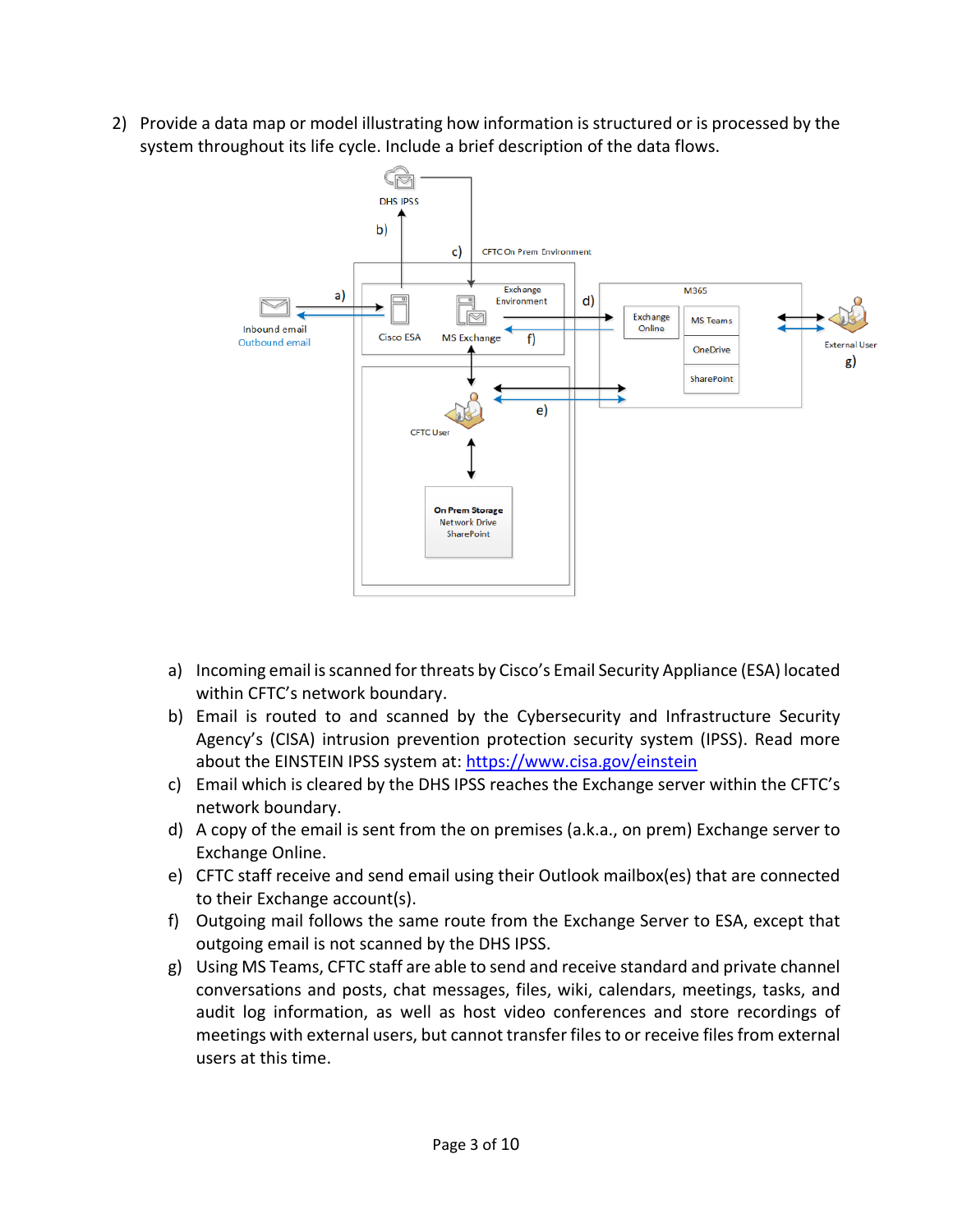2) Provide a data map or model illustrating how information is structured or is processed by the system throughout its life cycle. Include a brief description of the data flows.

a) Incoming email is scanned for threats by Cisco's Email Security Appliance (ESA) located within CFTC's network boundary.
b) Email is routed to and scanned by the Cybersecurity and Infrastructure Security Agency's (CISA) intrusion prevention protection security system (IPSS). Read more about the EINSTEIN IPSS system at: [https://www.cisa.gov/einstein](https://www.cisa.gov/einstein)
c) Email which is cleared by the DHS IPSS reaches the Exchange server within the CFTC's network boundary.
d) A copy of the email is sent from the on premises (a.k.a., on prem) Exchange server to Exchange Online.
e) CFTC staff receive and send email using their Outlook mailbox(es) that are connected to their Exchange account(s).
f) Outgoing mail follows the same route from the Exchange Server to ESA, except that outgoing email is not scanned by the DHS IPSS.
g) Using MS Teams, CFTC staff are able to send and receive standard and private channel conversations and posts, chat messages, files, wiki, calendars, meetings, tasks, and audit log information, as well as host video conferences and store recordings of meetings with external users, but cannot transfer files to or receive files from external users at this time.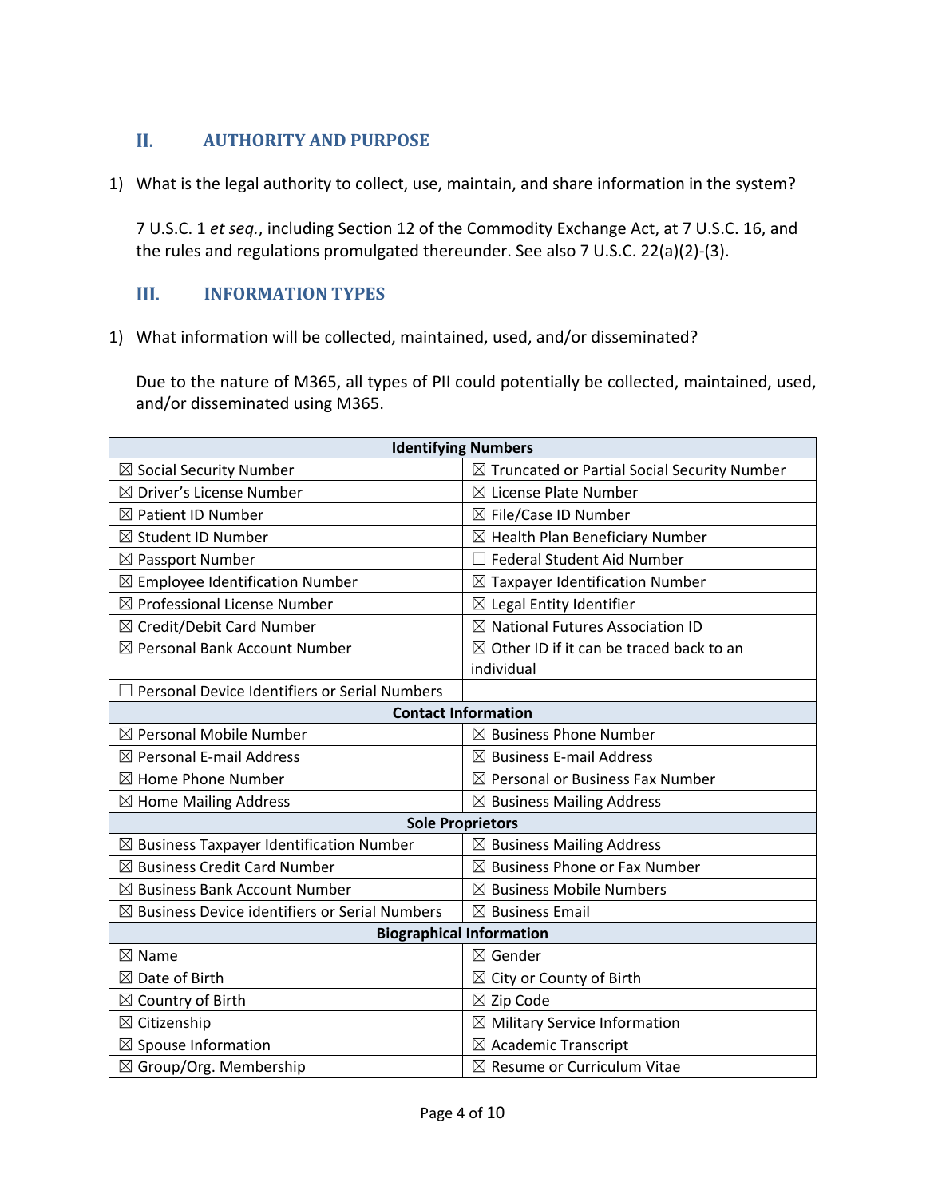## II. AUTHORITY AND PURPOSE

1) What is the legal authority to collect, use, maintain, and share information in the system?

   7 U.S.C. 1 *et seq.*, including Section 12 of the Commodity Exchange Act, at 7 U.S.C. 16, and the rules and regulations promulgated thereunder. See also 7 U.S.C. 22(a)(2)-(3).

## III. INFORMATION TYPES

1) What information will be collected, maintained, used, and/or disseminated?

   Due to the nature of M365, all types of PII could potentially be collected, maintained, used, and/or disseminated using M365.

| **Identifying Numbers** | |
|---|---|
| ☒ Social Security Number | ☒ Truncated or Partial Social Security Number |
| ☒ Driver's License Number | ☒ License Plate Number |
| ☒ Patient ID Number | ☒ File/Case ID Number |
| ☒ Student ID Number | ☒ Health Plan Beneficiary Number |
| ☒ Passport Number | ☐ Federal Student Aid Number |
| ☒ Employee Identification Number | ☒ Taxpayer Identification Number |
| ☒ Professional License Number | ☒ Legal Entity Identifier |
| ☒ Credit/Debit Card Number | ☒ National Futures Association ID |
| ☒ Personal Bank Account Number | ☒ Other ID if it can be traced back to an individual |
| ☐ Personal Device Identifiers or Serial Numbers | |
| **Contact Information** | |
| ☒ Personal Mobile Number | ☒ Business Phone Number |
| ☒ Personal E-mail Address | ☒ Business E-mail Address |
| ☒ Home Phone Number | ☒ Personal or Business Fax Number |
| ☒ Home Mailing Address | ☒ Business Mailing Address |
| **Sole Proprietors** | |
| ☒ Business Taxpayer Identification Number | ☒ Business Mailing Address |
| ☒ Business Credit Card Number | ☒ Business Phone or Fax Number |
| ☒ Business Bank Account Number | ☒ Business Mobile Numbers |
| ☒ Business Device identifiers or Serial Numbers | ☒ Business Email |
| **Biographical Information** | |
| ☒ Name | ☒ Gender |
| ☒ Date of Birth | ☒ City or County of Birth |
| ☒ Country of Birth | ☒ Zip Code |
| ☒ Citizenship | ☒ Military Service Information |
| ☒ Spouse Information | ☒ Academic Transcript |
| ☒ Group/Org. Membership | ☒ Resume or Curriculum Vitae |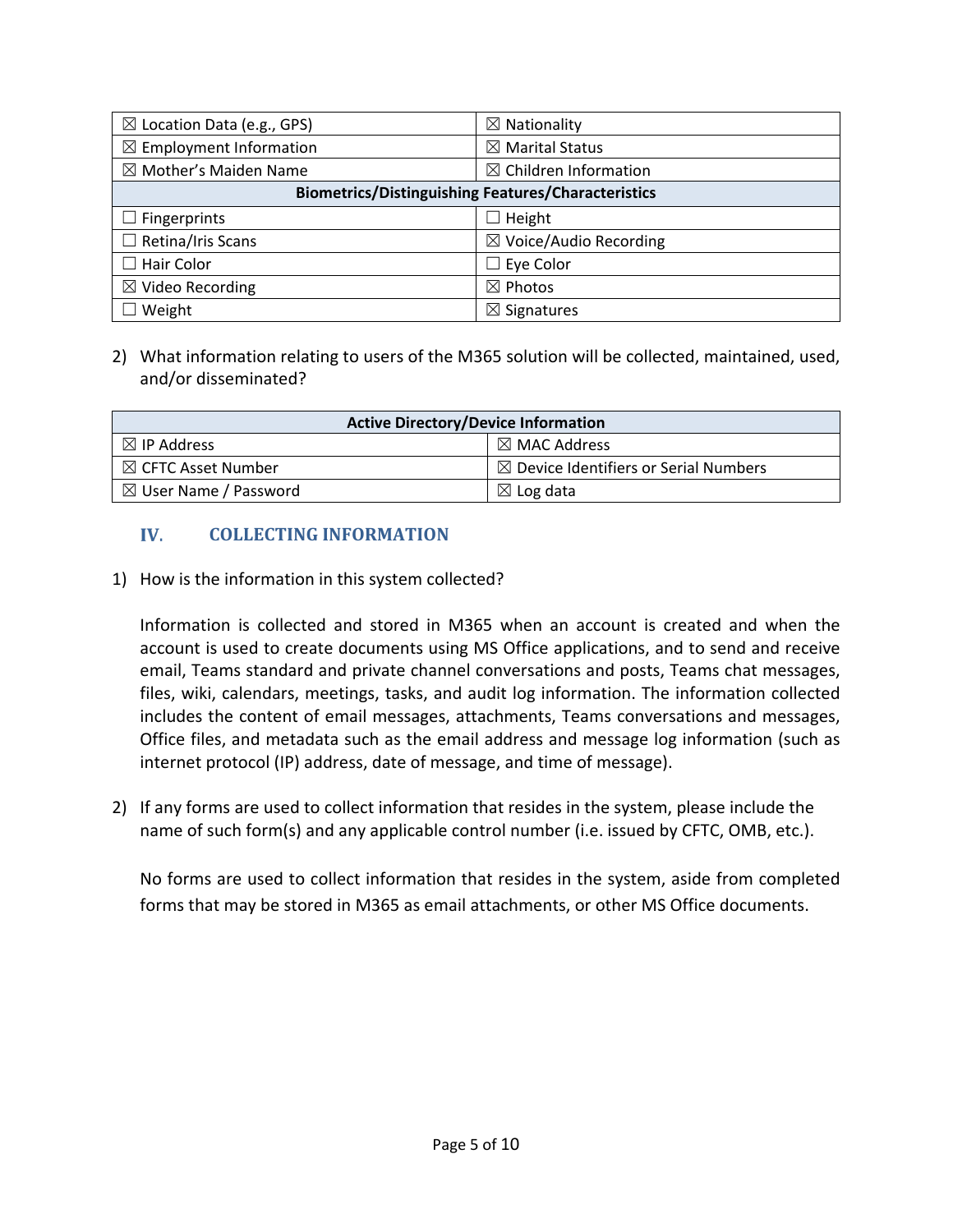| | |
|---|---|
| ☒ Location Data (e.g., GPS) | ☒ Nationality |
| ☒ Employment Information | ☒ Marital Status |
| ☒ Mother's Maiden Name | ☒ Children Information |
| **Biometrics/Distinguishing Features/Characteristics** | |
| ☐ Fingerprints | ☐ Height |
| ☐ Retina/Iris Scans | ☒ Voice/Audio Recording |
| ☐ Hair Color | ☐ Eye Color |
| ☒ Video Recording | ☒ Photos |
| ☐ Weight | ☒ Signatures |

2) What information relating to users of the M365 solution will be collected, maintained, used, and/or disseminated?

| **Active Directory/Device Information** | |
|---|---|
| ☒ IP Address | ☒ MAC Address |
| ☒ CFTC Asset Number | ☒ Device Identifiers or Serial Numbers |
| ☒ User Name / Password | ☒ Log data |

## IV. COLLECTING INFORMATION

1) How is the information in this system collected?

   Information is collected and stored in M365 when an account is created and when the account is used to create documents using MS Office applications, and to send and receive email, Teams standard and private channel conversations and posts, Teams chat messages, files, wiki, calendars, meetings, tasks, and audit log information. The information collected includes the content of email messages, attachments, Teams conversations and messages, Office files, and metadata such as the email address and message log information (such as internet protocol (IP) address, date of message, and time of message).

2) If any forms are used to collect information that resides in the system, please include the name of such form(s) and any applicable control number (i.e. issued by CFTC, OMB, etc.).

   No forms are used to collect information that resides in the system, aside from completed forms that may be stored in M365 as email attachments, or other MS Office documents.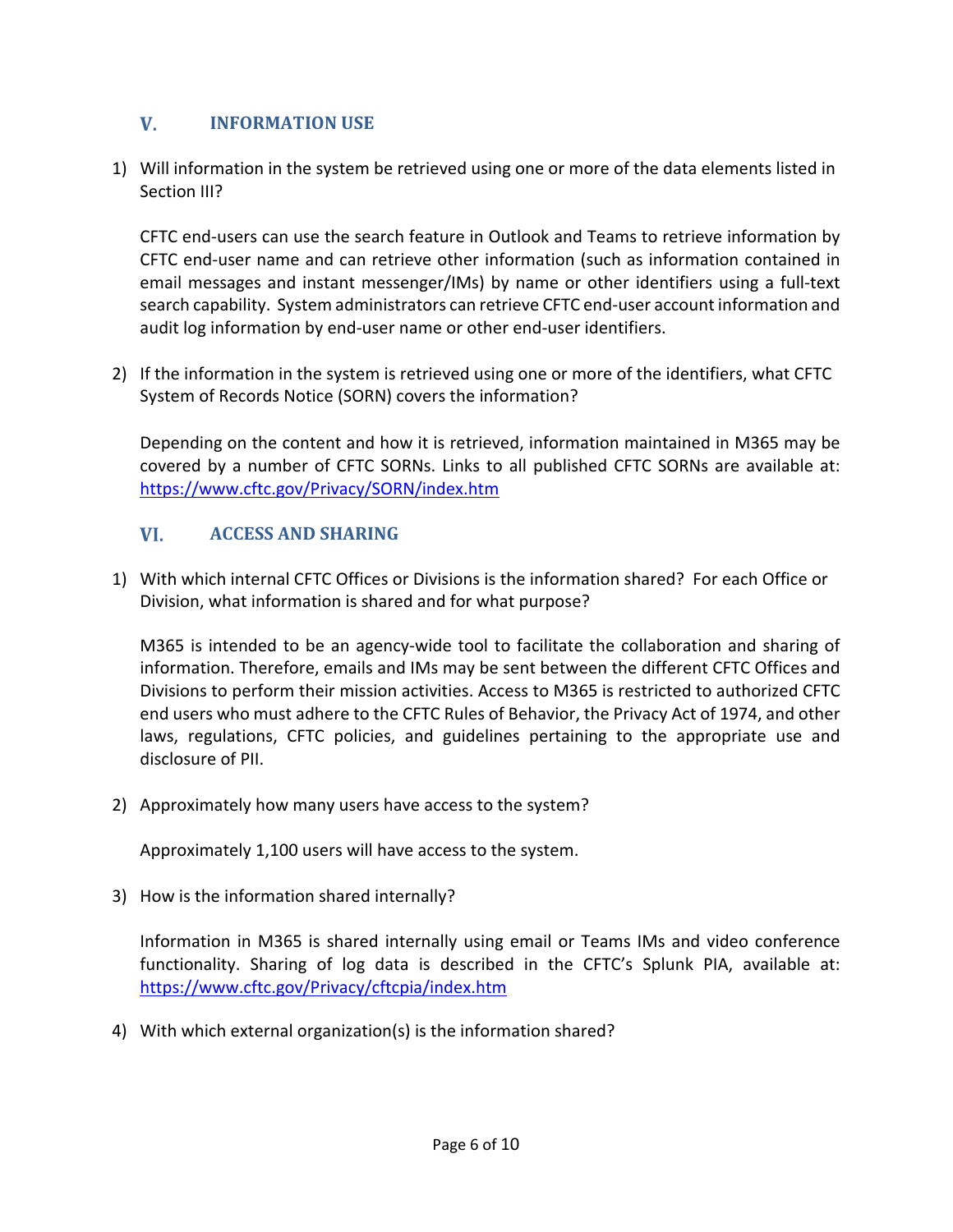## V. INFORMATION USE

1) Will information in the system be retrieved using one or more of the data elements listed in Section III?

   CFTC end-users can use the search feature in Outlook and Teams to retrieve information by CFTC end-user name and can retrieve other information (such as information contained in email messages and instant messenger/IMs) by name or other identifiers using a full-text search capability. System administrators can retrieve CFTC end-user account information and audit log information by end-user name or other end-user identifiers.

2) If the information in the system is retrieved using one or more of the identifiers, what CFTC System of Records Notice (SORN) covers the information?

   Depending on the content and how it is retrieved, information maintained in M365 may be covered by a number of CFTC SORNs. Links to all published CFTC SORNs are available at: https://www.cftc.gov/Privacy/SORN/index.htm

## VI. ACCESS AND SHARING

1) With which internal CFTC Offices or Divisions is the information shared? For each Office or Division, what information is shared and for what purpose?

   M365 is intended to be an agency-wide tool to facilitate the collaboration and sharing of information. Therefore, emails and IMs may be sent between the different CFTC Offices and Divisions to perform their mission activities. Access to M365 is restricted to authorized CFTC end users who must adhere to the CFTC Rules of Behavior, the Privacy Act of 1974, and other laws, regulations, CFTC policies, and guidelines pertaining to the appropriate use and disclosure of PII.

2) Approximately how many users have access to the system?

   Approximately 1,100 users will have access to the system.

3) How is the information shared internally?

   Information in M365 is shared internally using email or Teams IMs and video conference functionality. Sharing of log data is described in the CFTC's Splunk PIA, available at: https://www.cftc.gov/Privacy/cftcpia/index.htm

4) With which external organization(s) is the information shared?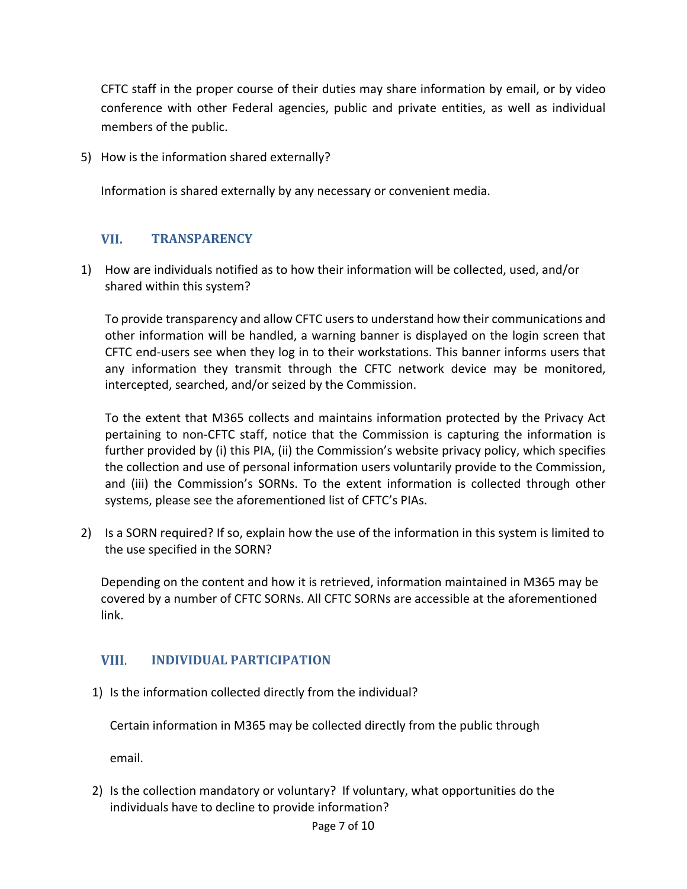CFTC staff in the proper course of their duties may share information by email, or by video conference with other Federal agencies, public and private entities, as well as individual members of the public.

5) How is the information shared externally?

   Information is shared externally by any necessary or convenient media.

## VII. TRANSPARENCY

1) How are individuals notified as to how their information will be collected, used, and/or shared within this system?

   To provide transparency and allow CFTC users to understand how their communications and other information will be handled, a warning banner is displayed on the login screen that CFTC end-users see when they log in to their workstations. This banner informs users that any information they transmit through the CFTC network device may be monitored, intercepted, searched, and/or seized by the Commission.

   To the extent that M365 collects and maintains information protected by the Privacy Act pertaining to non-CFTC staff, notice that the Commission is capturing the information is further provided by (i) this PIA, (ii) the Commission's website privacy policy, which specifies the collection and use of personal information users voluntarily provide to the Commission, and (iii) the Commission's SORNs. To the extent information is collected through other systems, please see the aforementioned list of CFTC's PIAs.

2) Is a SORN required? If so, explain how the use of the information in this system is limited to the use specified in the SORN?

   Depending on the content and how it is retrieved, information maintained in M365 may be covered by a number of CFTC SORNs. All CFTC SORNs are accessible at the aforementioned link.

## VIII. INDIVIDUAL PARTICIPATION

1) Is the information collected directly from the individual?

   Certain information in M365 may be collected directly from the public through email.

2) Is the collection mandatory or voluntary? If voluntary, what opportunities do the individuals have to decline to provide information?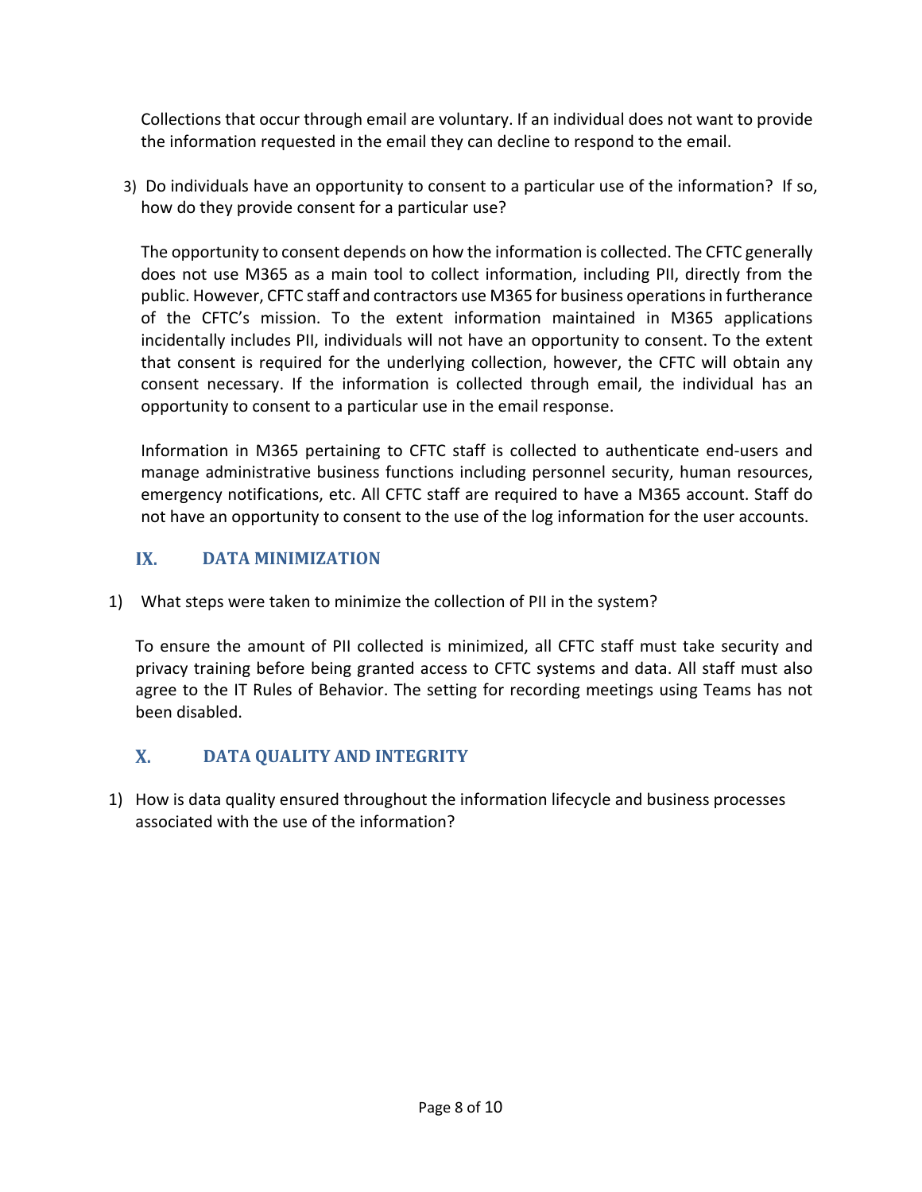Collections that occur through email are voluntary. If an individual does not want to provide the information requested in the email they can decline to respond to the email.

3) Do individuals have an opportunity to consent to a particular use of the information? If so, how do they provide consent for a particular use?

The opportunity to consent depends on how the information is collected. The CFTC generally does not use M365 as a main tool to collect information, including PII, directly from the public. However, CFTC staff and contractors use M365 for business operations in furtherance of the CFTC's mission. To the extent information maintained in M365 applications incidentally includes PII, individuals will not have an opportunity to consent. To the extent that consent is required for the underlying collection, however, the CFTC will obtain any consent necessary. If the information is collected through email, the individual has an opportunity to consent to a particular use in the email response.

Information in M365 pertaining to CFTC staff is collected to authenticate end-users and manage administrative business functions including personnel security, human resources, emergency notifications, etc. All CFTC staff are required to have a M365 account. Staff do not have an opportunity to consent to the use of the log information for the user accounts.

## IX. DATA MINIMIZATION

1) What steps were taken to minimize the collection of PII in the system?

To ensure the amount of PII collected is minimized, all CFTC staff must take security and privacy training before being granted access to CFTC systems and data. All staff must also agree to the IT Rules of Behavior. The setting for recording meetings using Teams has not been disabled.

## X. DATA QUALITY AND INTEGRITY

1) How is data quality ensured throughout the information lifecycle and business processes associated with the use of the information?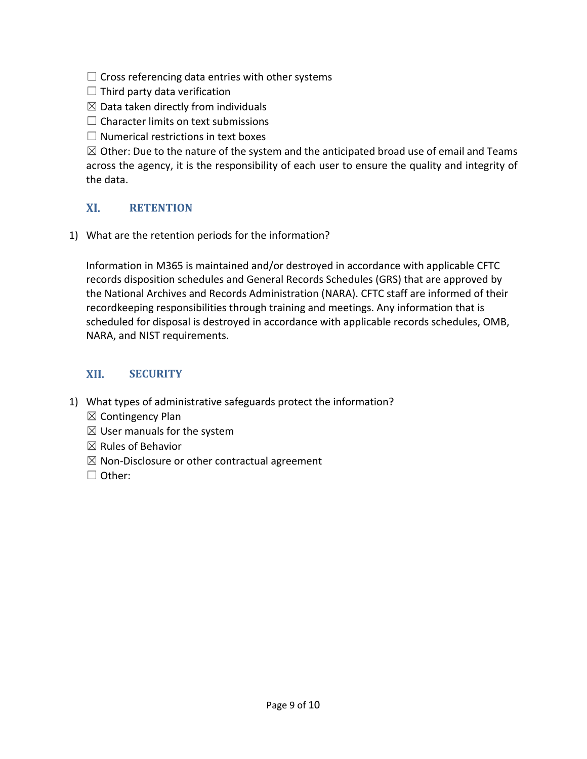☐ Cross referencing data entries with other systems
☐ Third party data verification
☒ Data taken directly from individuals
☐ Character limits on text submissions
☐ Numerical restrictions in text boxes
☒ Other: Due to the nature of the system and the anticipated broad use of email and Teams across the agency, it is the responsibility of each user to ensure the quality and integrity of the data.

## XI. RETENTION

1) What are the retention periods for the information?

   Information in M365 is maintained and/or destroyed in accordance with applicable CFTC records disposition schedules and General Records Schedules (GRS) that are approved by the National Archives and Records Administration (NARA). CFTC staff are informed of their recordkeeping responsibilities through training and meetings. Any information that is scheduled for disposal is destroyed in accordance with applicable records schedules, OMB, NARA, and NIST requirements.

## XII. SECURITY

1) What types of administrative safeguards protect the information?
   ☒ Contingency Plan
   ☒ User manuals for the system
   ☒ Rules of Behavior
   ☒ Non-Disclosure or other contractual agreement
   ☐ Other: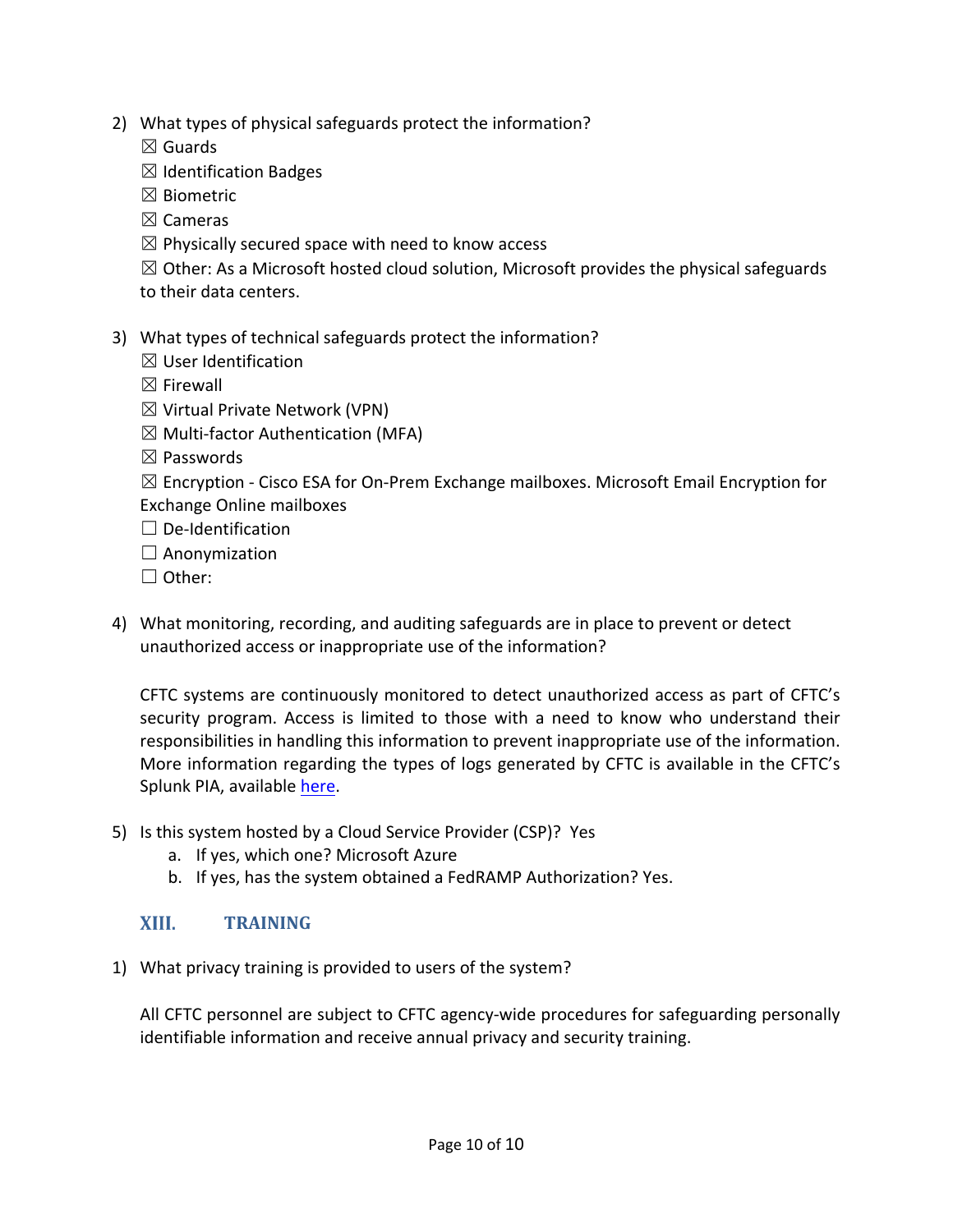2) What types of physical safeguards protect the information?
   ☒ Guards
   ☒ Identification Badges
   ☒ Biometric
   ☒ Cameras
   ☒ Physically secured space with need to know access
   ☒ Other: As a Microsoft hosted cloud solution, Microsoft provides the physical safeguards to their data centers.

3) What types of technical safeguards protect the information?
   ☒ User Identification
   ☒ Firewall
   ☒ Virtual Private Network (VPN)
   ☒ Multi-factor Authentication (MFA)
   ☒ Passwords
   ☒ Encryption - Cisco ESA for On-Prem Exchange mailboxes. Microsoft Email Encryption for Exchange Online mailboxes
   ☐ De-Identification
   ☐ Anonymization
   ☐ Other:

4) What monitoring, recording, and auditing safeguards are in place to prevent or detect unauthorized access or inappropriate use of the information?

   CFTC systems are continuously monitored to detect unauthorized access as part of CFTC's security program. Access is limited to those with a need to know who understand their responsibilities in handling this information to prevent inappropriate use of the information. More information regarding the types of logs generated by CFTC is available in the CFTC's Splunk PIA, available here.

5) Is this system hosted by a Cloud Service Provider (CSP)? Yes
   a. If yes, which one? Microsoft Azure
   b. If yes, has the system obtained a FedRAMP Authorization? Yes.

## XIII. TRAINING

1) What privacy training is provided to users of the system?

   All CFTC personnel are subject to CFTC agency-wide procedures for safeguarding personally identifiable information and receive annual privacy and security training.